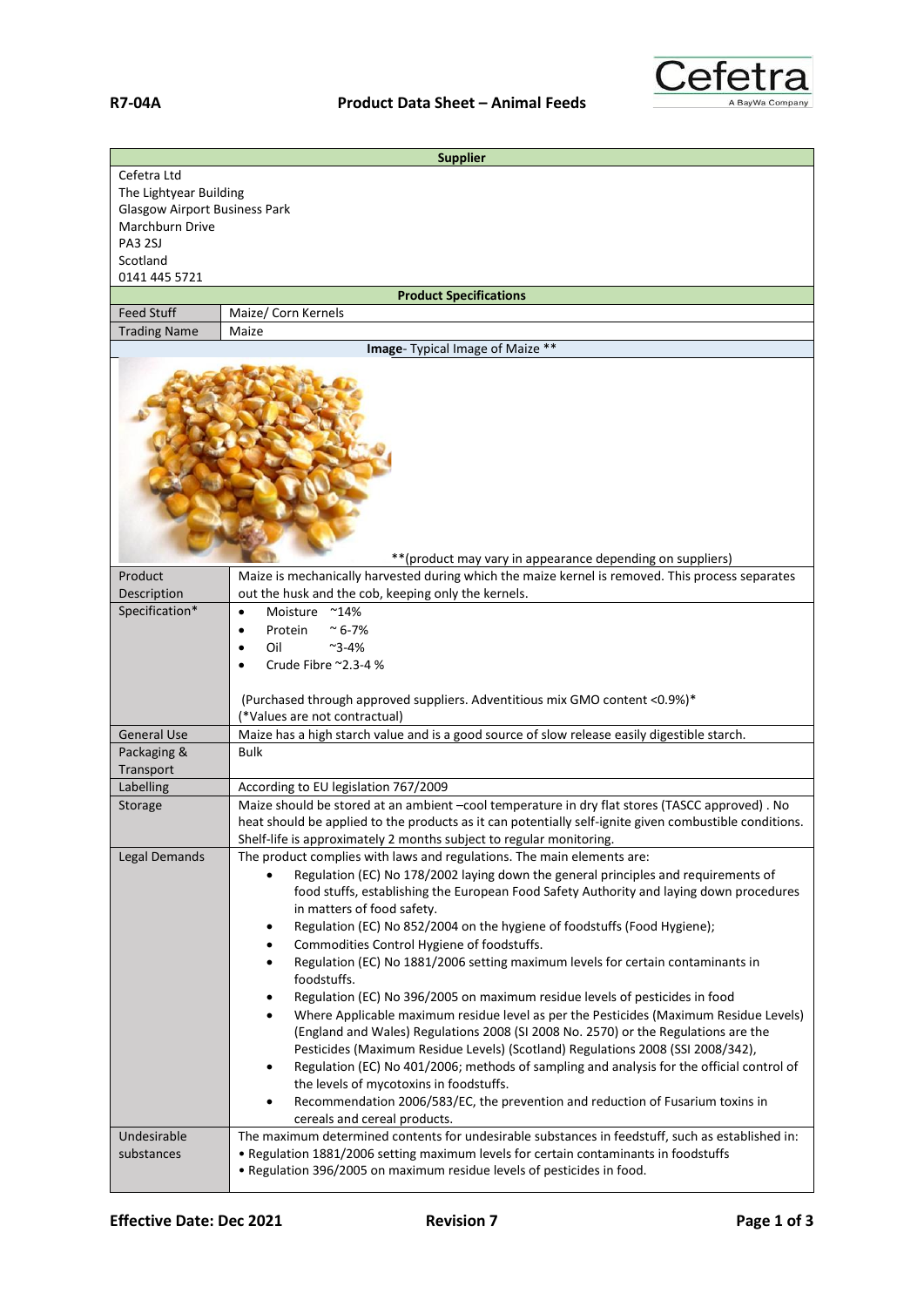**R7-04A** **Product Data Sheet – Animal Feeds**

Cefetra
A BayWa Company

| Supplier | |
|---|---|
| Cefetra Ltd<br>The Lightyear Building<br>Glasgow Airport Business Park<br>Marchburn Drive<br>PA3 2SJ<br>Scotland<br>0141 445 5721 | |
| **Product Specifications** | |
| Feed Stuff | Maize/ Corn Kernels |
| Trading Name | Maize |
| **Image**- Typical Image of Maize ** | |
| **(product may vary in appearance depending on suppliers) | |
| Product Description | Maize is mechanically harvested during which the maize kernel is removed. This process separates out the husk and the cob, keeping only the kernels. |
| Specification* | • Moisture ~14%<br>• Protein ~ 6-7%<br>• Oil ~3-4%<br>• Crude Fibre ~2.3-4 %<br><br>(Purchased through approved suppliers. Adventitious mix GMO content <0.9%)*<br>(*Values are not contractual) |
| General Use | Maize has a high starch value and is a good source of slow release easily digestible starch. |
| Packaging & Transport | Bulk |
| Labelling | According to EU legislation 767/2009 |
| Storage | Maize should be stored at an ambient –cool temperature in dry flat stores (TASCC approved) . No heat should be applied to the products as it can potentially self-ignite given combustible conditions. Shelf-life is approximately 2 months subject to regular monitoring. |
| Legal Demands | The product complies with laws and regulations. The main elements are:<br>• Regulation (EC) No 178/2002 laying down the general principles and requirements of food stuffs, establishing the European Food Safety Authority and laying down procedures in matters of food safety.<br>• Regulation (EC) No 852/2004 on the hygiene of foodstuffs (Food Hygiene);<br>• Commodities Control Hygiene of foodstuffs.<br>• Regulation (EC) No 1881/2006 setting maximum levels for certain contaminants in foodstuffs.<br>• Regulation (EC) No 396/2005 on maximum residue levels of pesticides in food<br>• Where Applicable maximum residue level as per the Pesticides (Maximum Residue Levels) (England and Wales) Regulations 2008 (SI 2008 No. 2570) or the Regulations are the Pesticides (Maximum Residue Levels) (Scotland) Regulations 2008 (SSI 2008/342),<br>• Regulation (EC) No 401/2006; methods of sampling and analysis for the official control of the levels of mycotoxins in foodstuffs.<br>• Recommendation 2006/583/EC, the prevention and reduction of Fusarium toxins in cereals and cereal products. |
| Undesirable substances | The maximum determined contents for undesirable substances in feedstuff, such as established in:<br>• Regulation 1881/2006 setting maximum levels for certain contaminants in foodstuffs<br>• Regulation 396/2005 on maximum residue levels of pesticides in food. |

**Effective Date: Dec 2021** **Revision 7**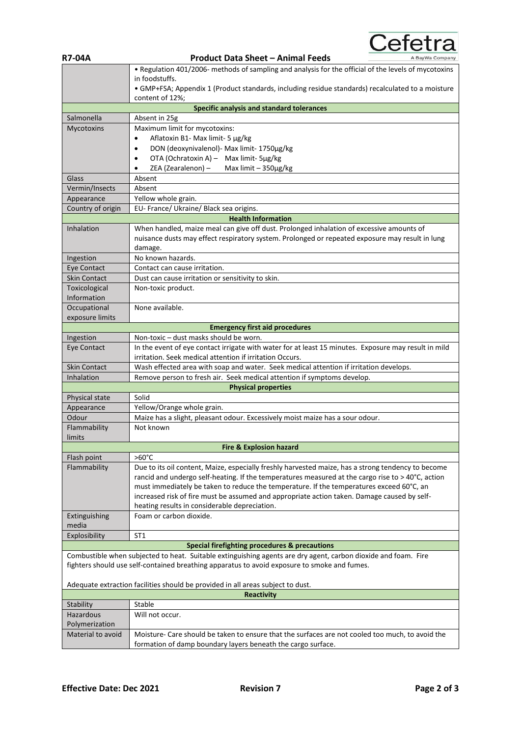| | |
|---|---|
| | • Regulation 401/2006- methods of sampling and analysis for the official of the levels of mycotoxins in foodstuffs.<br>• GMP+FSA; Appendix 1 (Product standards, including residue standards) recalculated to a moisture content of 12%; |
| **Specific analysis and standard tolerances** | |
| Salmonella | Absent in 25g |
| Mycotoxins | Maximum limit for mycotoxins:<br>• Aflatoxin B1- Max limit- 5 µg/kg<br>• DON (deoxynivalenol)- Max limit- 1750µg/kg<br>• OTA (Ochratoxin A) – Max limit- 5µg/kg<br>• ZEA (Zearalenon) – Max limit – 350µg/kg |
| Glass | Absent |
| Vermin/Insects | Absent |
| Appearance | Yellow whole grain. |
| Country of origin | EU- France/ Ukraine/ Black sea origins. |
| **Health Information** | |
| Inhalation | When handled, maize meal can give off dust. Prolonged inhalation of excessive amounts of nuisance dusts may effect respiratory system. Prolonged or repeated exposure may result in lung damage. |
| Ingestion | No known hazards. |
| Eye Contact | Contact can cause irritation. |
| Skin Contact | Dust can cause irritation or sensitivity to skin. |
| Toxicological Information | Non-toxic product. |
| Occupational exposure limits | None available. |
| **Emergency first aid procedures** | |
| Ingestion | Non-toxic – dust masks should be worn. |
| Eye Contact | In the event of eye contact irrigate with water for at least 15 minutes. Exposure may result in mild irritation. Seek medical attention if irritation Occurs. |
| Skin Contact | Wash effected area with soap and water. Seek medical attention if irritation develops. |
| Inhalation | Remove person to fresh air. Seek medical attention if symptoms develop. |
| **Physical properties** | |
| Physical state | Solid |
| Appearance | Yellow/Orange whole grain. |
| Odour | Maize has a slight, pleasant odour. Excessively moist maize has a sour odour. |
| Flammability limits | Not known |
| **Fire & Explosion hazard** | |
| Flash point | >60°C |
| Flammability | Due to its oil content, Maize, especially freshly harvested maize, has a strong tendency to become rancid and undergo self-heating. If the temperatures measured at the cargo rise to > 40°C, action must immediately be taken to reduce the temperature. If the temperatures exceed 60°C, an increased risk of fire must be assumed and appropriate action taken. Damage caused by self-heating results in considerable depreciation. |
| Extinguishing media | Foam or carbon dioxide. |
| Explosibility | ST1 |
| **Special firefighting procedures & precautions** | |
| Combustible when subjected to heat. Suitable extinguishing agents are dry agent, carbon dioxide and foam. Fire fighters should use self-contained breathing apparatus to avoid exposure to smoke and fumes.<br><br>Adequate extraction facilities should be provided in all areas subject to dust. | |
| **Reactivity** | |
| Stability | Stable |
| Hazardous Polymerization | Will not occur. |
| Material to avoid | Moisture- Care should be taken to ensure that the surfaces are not cooled too much, to avoid the formation of damp boundary layers beneath the cargo surface. |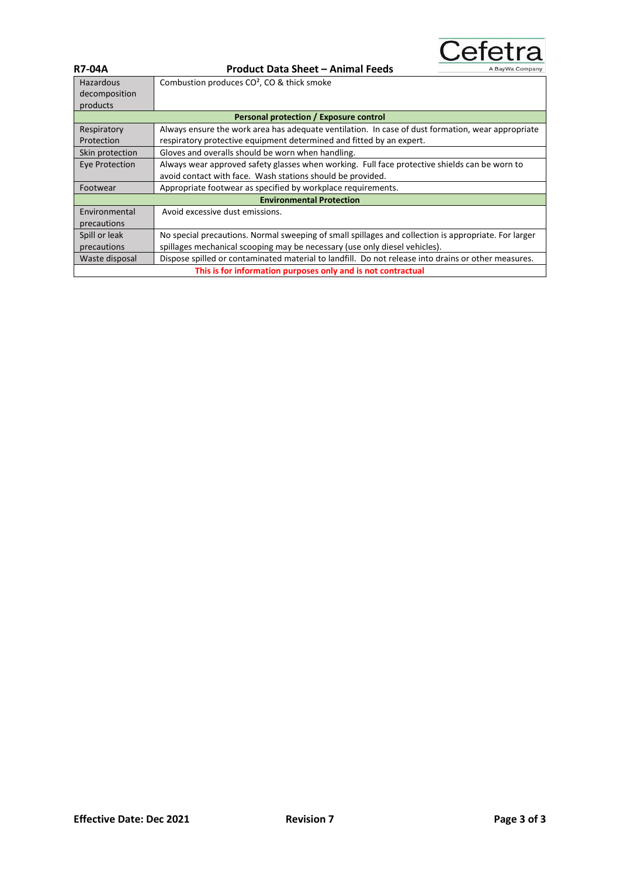| | |
|---|---|
| Hazardous decomposition products | Combustion produces $CO^2$, CO & thick smoke |
| **Personal protection / Exposure control** | |
| Respiratory Protection | Always ensure the work area has adequate ventilation. In case of dust formation, wear appropriate respiratory protective equipment determined and fitted by an expert. |
| Skin protection | Gloves and overalls should be worn when handling. |
| Eye Protection | Always wear approved safety glasses when working. Full face protective shields can be worn to avoid contact with face. Wash stations should be provided. |
| Footwear | Appropriate footwear as specified by workplace requirements. |
| **Environmental Protection** | |
| Environmental precautions | Avoid excessive dust emissions. |
| Spill or leak precautions | No special precautions. Normal sweeping of small spillages and collection is appropriate. For larger spillages mechanical scooping may be necessary (use only diesel vehicles). |
| Waste disposal | Dispose spilled or contaminated material to landfill. Do not release into drains or other measures. |
| **This is for information purposes only and is not contractual** | |

**Effective Date: Dec 2021** **Revision 7**